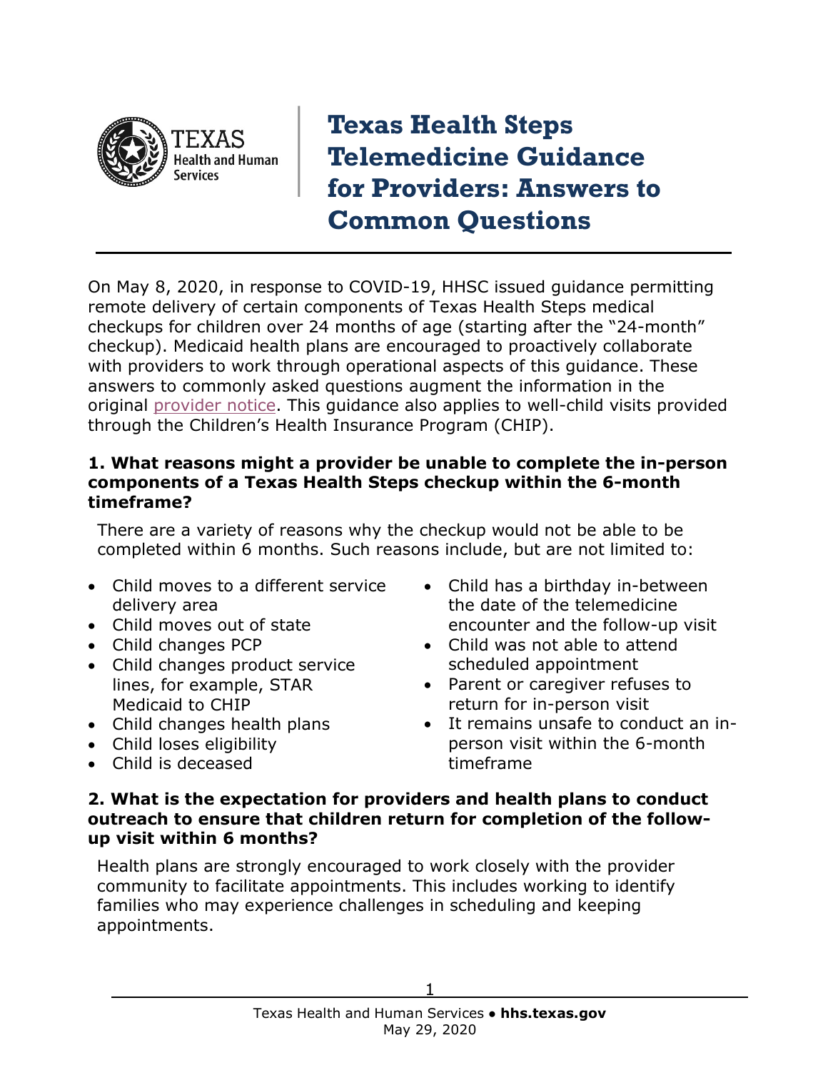# Texas Health Steps Telemedicine Guidance for Providers: Answers to Common Questions

On May 8, 2020, in response to COVID-19, HHSC issued guidance permitting remote delivery of certain components of Texas Health Steps medical checkups for children over 24 months of age (starting after the "24-month" checkup). Medicaid health plans are encouraged to proactively collaborate with providers to work through operational aspects of this guidance. These answers to commonly asked questions augment the information in the original provider notice. This guidance also applies to well-child visits provided through the Children's Health Insurance Program (CHIP).

### 1. What reasons might a provider be unable to complete the in-person components of a Texas Health Steps checkup within the 6-month timeframe?

There are a variety of reasons why the checkup would not be able to be completed within 6 months. Such reasons include, but are not limited to:

- Child moves to a different service delivery area
- Child moves out of state
- Child changes PCP
- Child changes product service lines, for example, STAR Medicaid to CHIP
- Child changes health plans
- Child loses eligibility
- Child is deceased
- Child has a birthday in-between the date of the telemedicine encounter and the follow-up visit
- Child was not able to attend scheduled appointment
- Parent or caregiver refuses to return for in-person visit
- It remains unsafe to conduct an in-person visit within the 6-month timeframe

### 2. What is the expectation for providers and health plans to conduct outreach to ensure that children return for completion of the follow-up visit within 6 months?

Health plans are strongly encouraged to work closely with the provider community to facilitate appointments. This includes working to identify families who may experience challenges in scheduling and keeping appointments.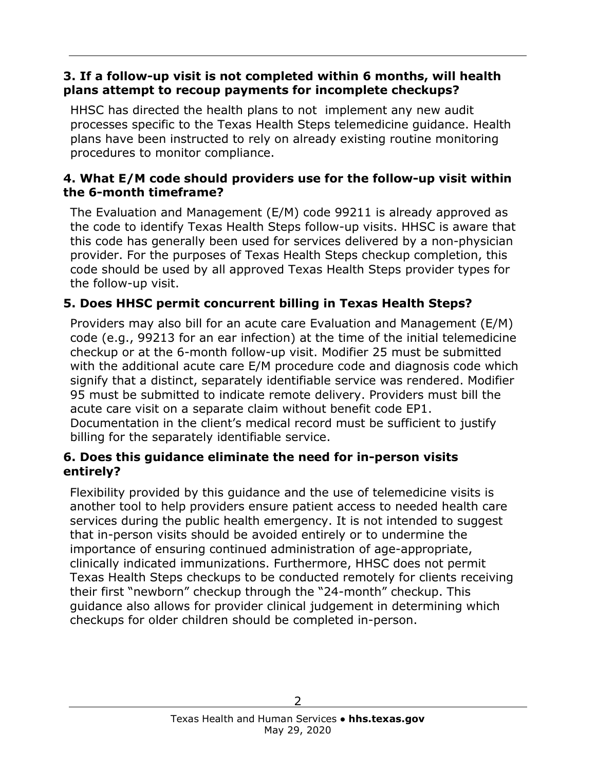### 3. If a follow-up visit is not completed within 6 months, will health plans attempt to recoup payments for incomplete checkups?

HHSC has directed the health plans to not implement any new audit processes specific to the Texas Health Steps telemedicine guidance. Health plans have been instructed to rely on already existing routine monitoring procedures to monitor compliance.

### 4. What E/M code should providers use for the follow-up visit within the 6-month timeframe?

The Evaluation and Management (E/M) code 99211 is already approved as the code to identify Texas Health Steps follow-up visits. HHSC is aware that this code has generally been used for services delivered by a non-physician provider. For the purposes of Texas Health Steps checkup completion, this code should be used by all approved Texas Health Steps provider types for the follow-up visit.

### 5. Does HHSC permit concurrent billing in Texas Health Steps?

Providers may also bill for an acute care Evaluation and Management (E/M) code (e.g., 99213 for an ear infection) at the time of the initial telemedicine checkup or at the 6-month follow-up visit. Modifier 25 must be submitted with the additional acute care E/M procedure code and diagnosis code which signify that a distinct, separately identifiable service was rendered. Modifier 95 must be submitted to indicate remote delivery. Providers must bill the acute care visit on a separate claim without benefit code EP1. Documentation in the client's medical record must be sufficient to justify billing for the separately identifiable service.

### 6. Does this guidance eliminate the need for in-person visits entirely?

Flexibility provided by this guidance and the use of telemedicine visits is another tool to help providers ensure patient access to needed health care services during the public health emergency. It is not intended to suggest that in-person visits should be avoided entirely or to undermine the importance of ensuring continued administration of age-appropriate, clinically indicated immunizations. Furthermore, HHSC does not permit Texas Health Steps checkups to be conducted remotely for clients receiving their first "newborn" checkup through the "24-month" checkup. This guidance also allows for provider clinical judgement in determining which checkups for older children should be completed in-person.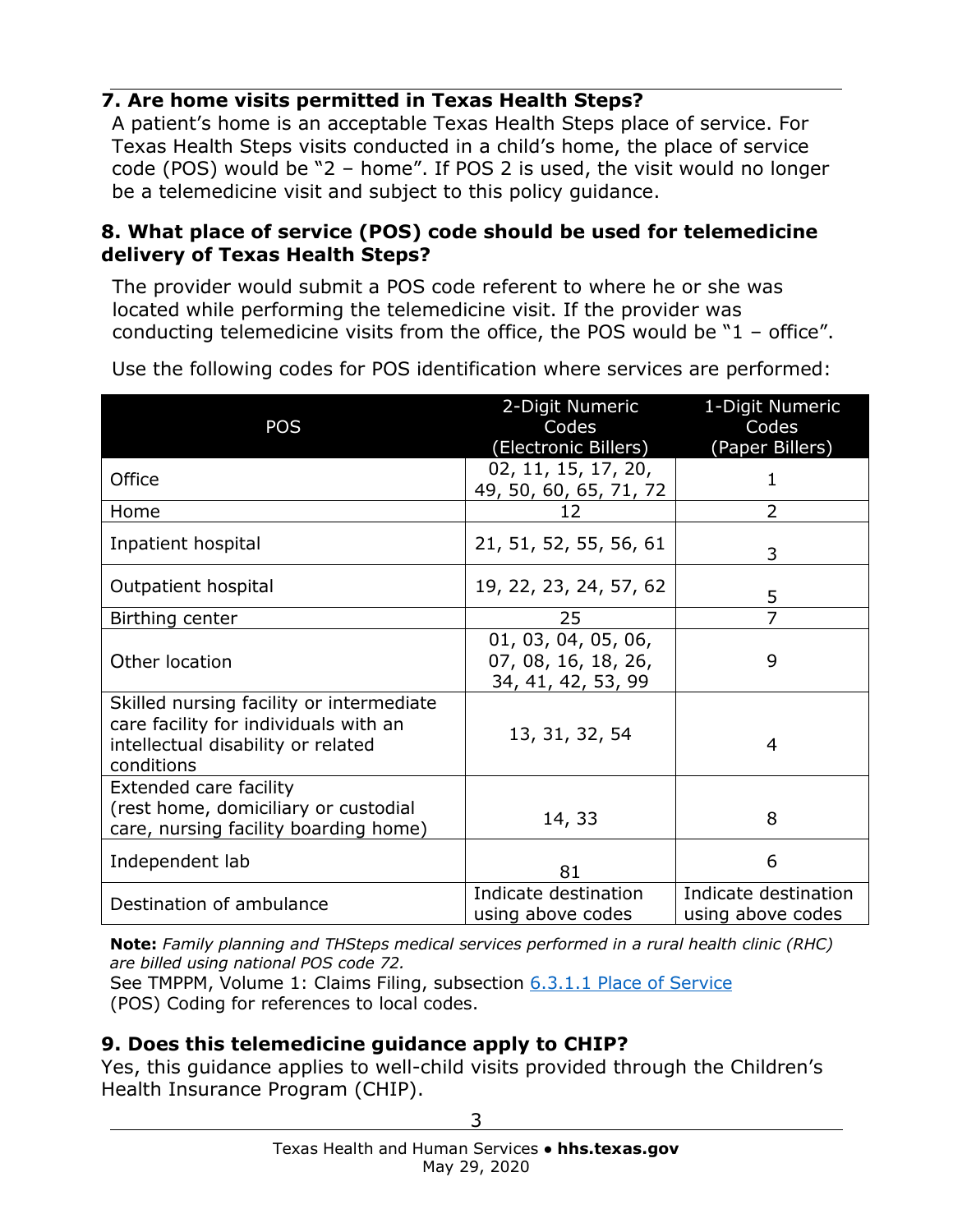### 7. Are home visits permitted in Texas Health Steps?

A patient's home is an acceptable Texas Health Steps place of service. For Texas Health Steps visits conducted in a child's home, the place of service code (POS) would be "2 – home". If POS 2 is used, the visit would no longer be a telemedicine visit and subject to this policy guidance.

### 8. What place of service (POS) code should be used for telemedicine delivery of Texas Health Steps?

The provider would submit a POS code referent to where he or she was located while performing the telemedicine visit. If the provider was conducting telemedicine visits from the office, the POS would be "1 – office".

Use the following codes for POS identification where services are performed:

| POS | 2-Digit Numeric Codes (Electronic Billers) | 1-Digit Numeric Codes (Paper Billers) |
|---|---|---|
| Office | 02, 11, 15, 17, 20, 49, 50, 60, 65, 71, 72 | 1 |
| Home | 12 | 2 |
| Inpatient hospital | 21, 51, 52, 55, 56, 61 | 3 |
| Outpatient hospital | 19, 22, 23, 24, 57, 62 | 5 |
| Birthing center | 25 | 7 |
| Other location | 01, 03, 04, 05, 06, 07, 08, 16, 18, 26, 34, 41, 42, 53, 99 | 9 |
| Skilled nursing facility or intermediate care facility for individuals with an intellectual disability or related conditions | 13, 31, 32, 54 | 4 |
| Extended care facility (rest home, domiciliary or custodial care, nursing facility boarding home) | 14, 33 | 8 |
| Independent lab | 81 | 6 |
| Destination of ambulance | Indicate destination using above codes | Indicate destination using above codes |

**Note:** *Family planning and THSteps medical services performed in a rural health clinic (RHC) are billed using national POS code 72.*
See TMPPM, Volume 1: Claims Filing, subsection 6.3.1.1 Place of Service (POS) Coding for references to local codes.

### 9. Does this telemedicine guidance apply to CHIP?

Yes, this guidance applies to well-child visits provided through the Children's Health Insurance Program (CHIP).